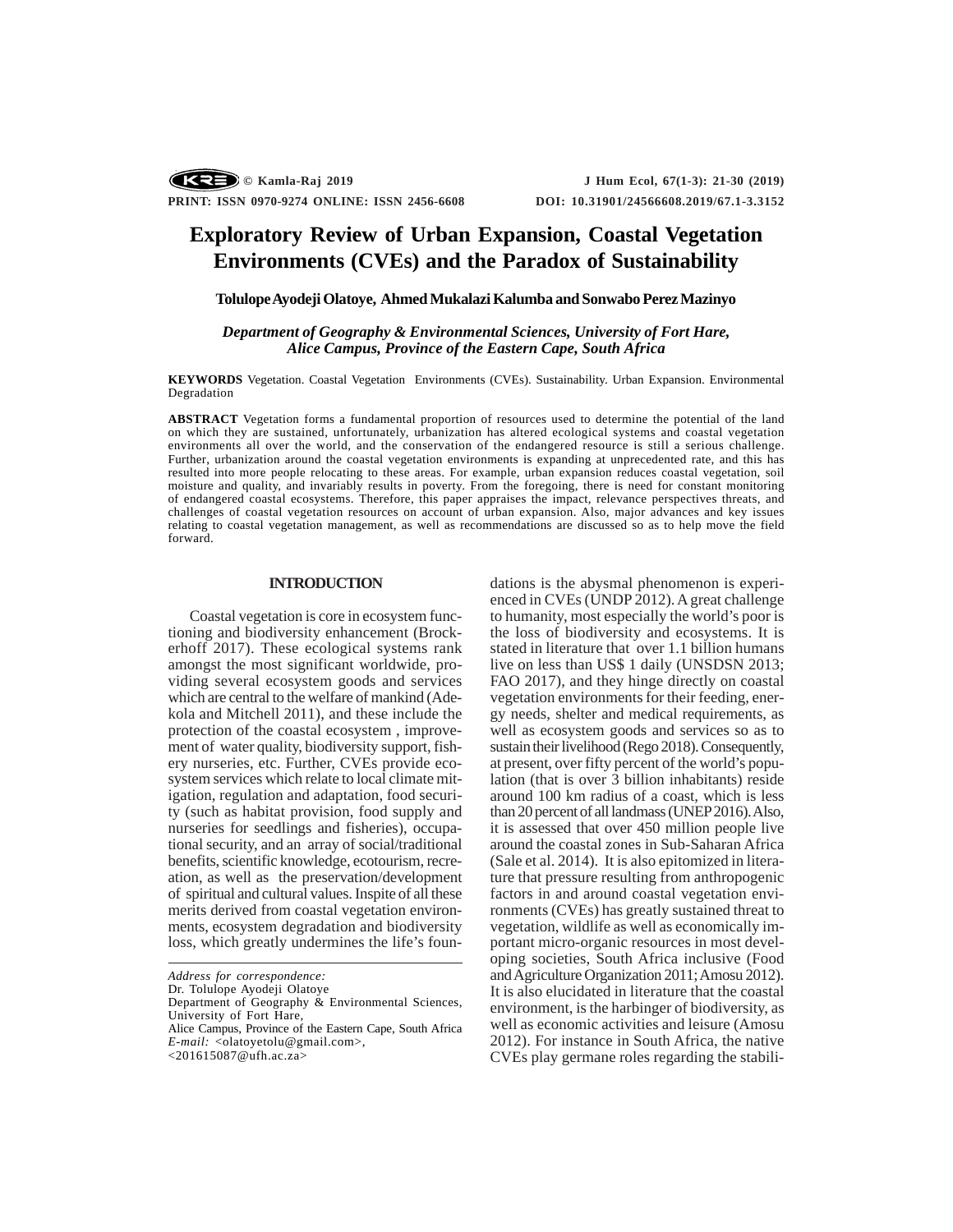# Exploratory Review of Urban Expansion, Coastal Vegetation Environments (CVEs) and the Paradox of Sustainability

**Tolulope Ayodeji Olatoye, Ahmed Mukalazi Kalumba and Sonwabo Perez Mazinyo**

*Department of Geography & Environmental Sciences, University of Fort Hare, Alice Campus, Province of the Eastern Cape, South Africa*

**KEYWORDS** Vegetation. Coastal Vegetation Environments (CVEs). Sustainability. Urban Expansion. Environmental Degradation

**ABSTRACT** Vegetation forms a fundamental proportion of resources used to determine the potential of the land on which they are sustained, unfortunately, urbanization has altered ecological systems and coastal vegetation environments all over the world, and the conservation of the endangered resource is still a serious challenge. Further, urbanization around the coastal vegetation environments is expanding at unprecedented rate, and this has resulted into more people relocating to these areas. For example, urban expansion reduces coastal vegetation, soil moisture and quality, and invariably results in poverty. From the foregoing, there is need for constant monitoring of endangered coastal ecosystems. Therefore, this paper appraises the impact, relevance perspectives threats, and challenges of coastal vegetation resources on account of urban expansion. Also, major advances and key issues relating to coastal vegetation management, as well as recommendations are discussed so as to help move the field forward.

## INTRODUCTION

Coastal vegetation is core in ecosystem functioning and biodiversity enhancement (Brockerhoff 2017). These ecological systems rank amongst the most significant worldwide, providing several ecosystem goods and services which are central to the welfare of mankind (Adekola and Mitchell 2011), and these include the protection of the coastal ecosystem , improvement of water quality, biodiversity support, fishery nurseries, etc. Further, CVEs provide ecosystem services which relate to local climate mitigation, regulation and adaptation, food security (such as habitat provision, food supply and nurseries for seedlings and fisheries), occupational security, and an array of social/traditional benefits, scientific knowledge, ecotourism, recreation, as well as the preservation/development of spiritual and cultural values. Inspite of all these merits derived from coastal vegetation environments, ecosystem degradation and biodiversity loss, which greatly undermines the life's foundations is the abysmal phenomenon is experienced in CVEs (UNDP 2012). A great challenge to humanity, most especially the world's poor is the loss of biodiversity and ecosystems. It is stated in literature that over 1.1 billion humans live on less than US$ 1 daily (UNSDSN 2013; FAO 2017), and they hinge directly on coastal vegetation environments for their feeding, energy needs, shelter and medical requirements, as well as ecosystem goods and services so as to sustain their livelihood (Rego 2018). Consequently, at present, over fifty percent of the world's population (that is over 3 billion inhabitants) reside around 100 km radius of a coast, which is less than 20 percent of all landmass (UNEP 2016). Also, it is assessed that over 450 million people live around the coastal zones in Sub-Saharan Africa (Sale et al. 2014). It is also epitomized in literature that pressure resulting from anthropogenic factors in and around coastal vegetation environments (CVEs) has greatly sustained threat to vegetation, wildlife as well as economically important micro-organic resources in most developing societies, South Africa inclusive (Food and Agriculture Organization 2011; Amosu 2012). It is also elucidated in literature that the coastal environment, is the harbinger of biodiversity, as well as economic activities and leisure (Amosu 2012). For instance in South Africa, the native CVEs play germane roles regarding the stabili-

*Address for correspondence:*
Dr. Tolulope Ayodeji Olatoye
Department of Geography & Environmental Sciences, University of Fort Hare,
Alice Campus, Province of the Eastern Cape, South Africa
*E-mail:* <olatoyetolu@gmail.com>,
<201615087@ufh.ac.za>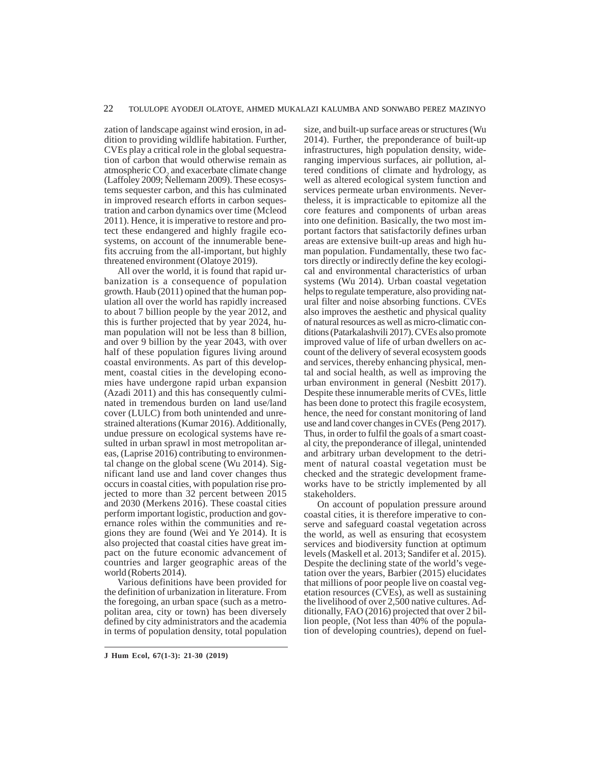zation of landscape against wind erosion, in addition to providing wildlife habitation. Further, CVEs play a critical role in the global sequestration of carbon that would otherwise remain as atmospheric $CO_2$ and exacerbate climate change (Laffoley 2009; Nellemann 2009). These ecosystems sequester carbon, and this has culminated in improved research efforts in carbon sequestration and carbon dynamics over time (Mcleod 2011). Hence, it is imperative to restore and protect these endangered and highly fragile ecosystems, on account of the innumerable benefits accruing from the all-important, but highly threatened environment (Olatoye 2019).

All over the world, it is found that rapid urbanization is a consequence of population growth. Haub (2011) opined that the human population all over the world has rapidly increased to about 7 billion people by the year 2012, and this is further projected that by year 2024, human population will not be less than 8 billion, and over 9 billion by the year 2043, with over half of these population figures living around coastal environments. As part of this development, coastal cities in the developing economies have undergone rapid urban expansion (Azadi 2011) and this has consequently culminated in tremendous burden on land use/land cover (LULC) from both unintended and unrestrained alterations (Kumar 2016). Additionally, undue pressure on ecological systems have resulted in urban sprawl in most metropolitan areas, (Laprise 2016) contributing to environmental change on the global scene (Wu 2014). Significant land use and land cover changes thus occurs in coastal cities, with population rise projected to more than 32 percent between 2015 and 2030 (Merkens 2016). These coastal cities perform important logistic, production and governance roles within the communities and regions they are found (Wei and Ye 2014). It is also projected that coastal cities have great impact on the future economic advancement of countries and larger geographic areas of the world (Roberts 2014).

Various definitions have been provided for the definition of urbanization in literature. From the foregoing, an urban space (such as a metropolitan area, city or town) has been diversely defined by city administrators and the academia in terms of population density, total population size, and built-up surface areas or structures (Wu 2014). Further, the preponderance of built-up infrastructures, high population density, wide-ranging impervious surfaces, air pollution, altered conditions of climate and hydrology, as well as altered ecological system function and services permeate urban environments. Nevertheless, it is impracticable to epitomize all the core features and components of urban areas into one definition. Basically, the two most important factors that satisfactorily defines urban areas are extensive built-up areas and high human population. Fundamentally, these two factors directly or indirectly define the key ecological and environmental characteristics of urban systems (Wu 2014). Urban coastal vegetation helps to regulate temperature, also providing natural filter and noise absorbing functions. CVEs also improves the aesthetic and physical quality of natural resources as well as micro-climatic conditions (Patarkalashvili 2017). CVEs also promote improved value of life of urban dwellers on account of the delivery of several ecosystem goods and services, thereby enhancing physical, mental and social health, as well as improving the urban environment in general (Nesbitt 2017). Despite these innumerable merits of CVEs, little has been done to protect this fragile ecosystem, hence, the need for constant monitoring of land use and land cover changes in CVEs (Peng 2017). Thus, in order to fulfil the goals of a smart coastal city, the preponderance of illegal, unintended and arbitrary urban development to the detriment of natural coastal vegetation must be checked and the strategic development frameworks have to be strictly implemented by all stakeholders.

On account of population pressure around coastal cities, it is therefore imperative to conserve and safeguard coastal vegetation across the world, as well as ensuring that ecosystem services and biodiversity function at optimum levels (Maskell et al. 2013; Sandifer et al. 2015). Despite the declining state of the world's vegetation over the years, Barbier (2015) elucidates that millions of poor people live on coastal vegetation resources (CVEs), as well as sustaining the livelihood of over 2,500 native cultures. Additionally, FAO (2016) projected that over 2 billion people, (Not less than 40% of the population of developing countries), depend on fuel-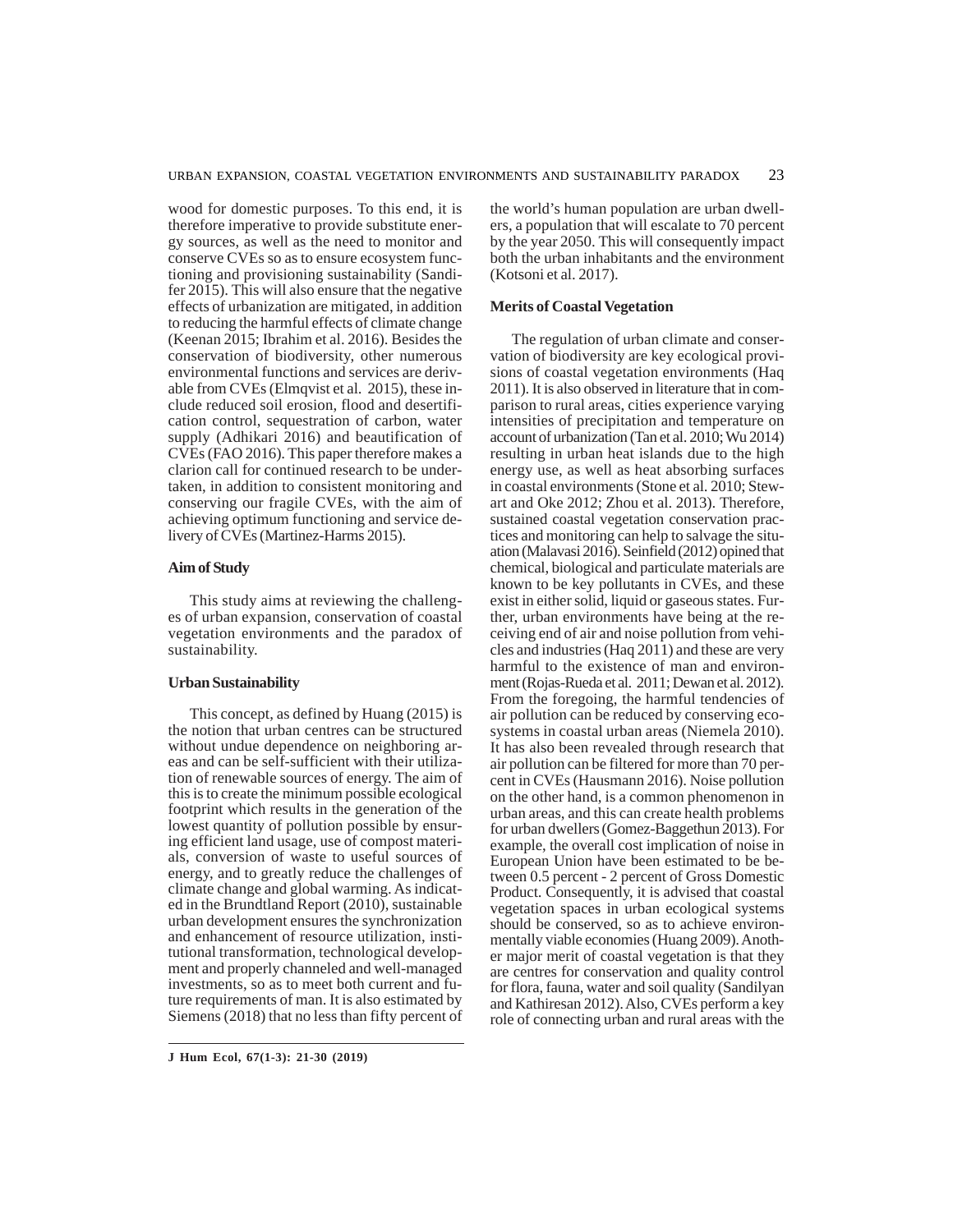wood for domestic purposes. To this end, it is therefore imperative to provide substitute energy sources, as well as the need to monitor and conserve CVEs so as to ensure ecosystem functioning and provisioning sustainability (Sandifer 2015). This will also ensure that the negative effects of urbanization are mitigated, in addition to reducing the harmful effects of climate change (Keenan 2015; Ibrahim et al. 2016). Besides the conservation of biodiversity, other numerous environmental functions and services are derivable from CVEs (Elmqvist et al. 2015), these include reduced soil erosion, flood and desertification control, sequestration of carbon, water supply (Adhikari 2016) and beautification of CVEs (FAO 2016). This paper therefore makes a clarion call for continued research to be undertaken, in addition to consistent monitoring and conserving our fragile CVEs, with the aim of achieving optimum functioning and service delivery of CVEs (Martinez-Harms 2015).

### Aim of Study

This study aims at reviewing the challenges of urban expansion, conservation of coastal vegetation environments and the paradox of sustainability.

### Urban Sustainability

This concept, as defined by Huang (2015) is the notion that urban centres can be structured without undue dependence on neighboring areas and can be self-sufficient with their utilization of renewable sources of energy. The aim of this is to create the minimum possible ecological footprint which results in the generation of the lowest quantity of pollution possible by ensuring efficient land usage, use of compost materials, conversion of waste to useful sources of energy, and to greatly reduce the challenges of climate change and global warming. As indicated in the Brundtland Report (2010), sustainable urban development ensures the synchronization and enhancement of resource utilization, institutional transformation, technological development and properly channeled and well-managed investments, so as to meet both current and future requirements of man. It is also estimated by Siemens (2018) that no less than fifty percent of the world's human population are urban dwellers, a population that will escalate to 70 percent by the year 2050. This will consequently impact both the urban inhabitants and the environment (Kotsoni et al. 2017).

### Merits of Coastal Vegetation

The regulation of urban climate and conservation of biodiversity are key ecological provisions of coastal vegetation environments (Haq 2011). It is also observed in literature that in comparison to rural areas, cities experience varying intensities of precipitation and temperature on account of urbanization (Tan et al. 2010; Wu 2014) resulting in urban heat islands due to the high energy use, as well as heat absorbing surfaces in coastal environments (Stone et al. 2010; Stewart and Oke 2012; Zhou et al. 2013). Therefore, sustained coastal vegetation conservation practices and monitoring can help to salvage the situation (Malavasi 2016). Seinfield (2012) opined that chemical, biological and particulate materials are known to be key pollutants in CVEs, and these exist in either solid, liquid or gaseous states. Further, urban environments have being at the receiving end of air and noise pollution from vehicles and industries (Haq 2011) and these are very harmful to the existence of man and environment (Rojas-Rueda et al. 2011; Dewan et al. 2012). From the foregoing, the harmful tendencies of air pollution can be reduced by conserving ecosystems in coastal urban areas (Niemela 2010). It has also been revealed through research that air pollution can be filtered for more than 70 percent in CVEs (Hausmann 2016). Noise pollution on the other hand, is a common phenomenon in urban areas, and this can create health problems for urban dwellers (Gomez-Baggethun 2013). For example, the overall cost implication of noise in European Union have been estimated to be between 0.5 percent - 2 percent of Gross Domestic Product. Consequently, it is advised that coastal vegetation spaces in urban ecological systems should be conserved, so as to achieve environmentally viable economies (Huang 2009). Another major merit of coastal vegetation is that they are centres for conservation and quality control for flora, fauna, water and soil quality (Sandilyan and Kathiresan 2012). Also, CVEs perform a key role of connecting urban and rural areas with the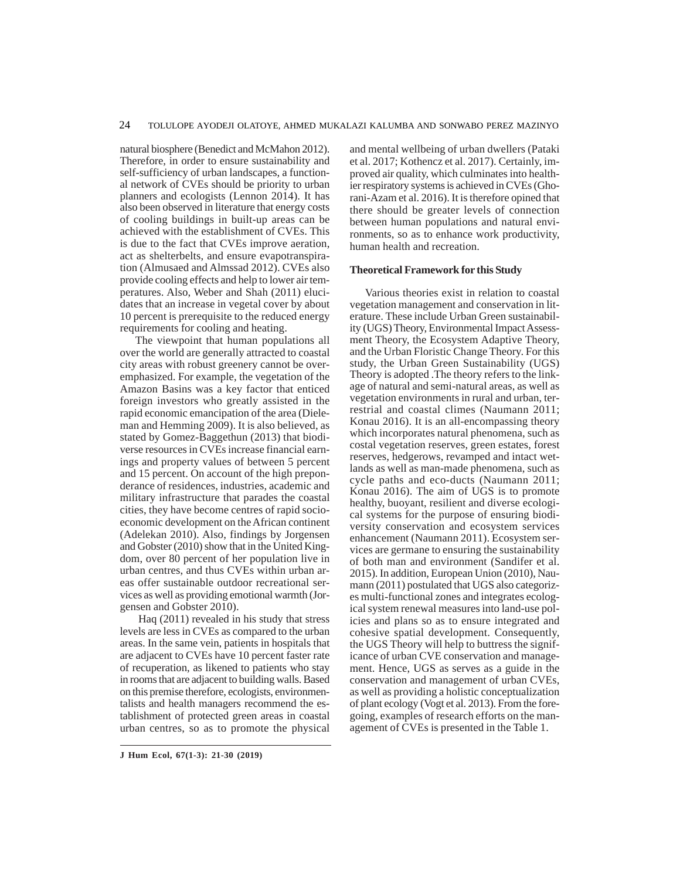natural biosphere (Benedict and McMahon 2012). Therefore, in order to ensure sustainability and self-sufficiency of urban landscapes, a functional network of CVEs should be priority to urban planners and ecologists (Lennon 2014). It has also been observed in literature that energy costs of cooling buildings in built-up areas can be achieved with the establishment of CVEs. This is due to the fact that CVEs improve aeration, act as shelterbelts, and ensure evapotranspiration (Almusaed and Almssad 2012). CVEs also provide cooling effects and help to lower air temperatures. Also, Weber and Shah (2011) elucidates that an increase in vegetal cover by about 10 percent is prerequisite to the reduced energy requirements for cooling and heating.

The viewpoint that human populations all over the world are generally attracted to coastal city areas with robust greenery cannot be overemphasized. For example, the vegetation of the Amazon Basins was a key factor that enticed foreign investors who greatly assisted in the rapid economic emancipation of the area (Dieleman and Hemming 2009). It is also believed, as stated by Gomez-Baggethun (2013) that biodiverse resources in CVEs increase financial earnings and property values of between 5 percent and 15 percent. On account of the high preponderance of residences, industries, academic and military infrastructure that parades the coastal cities, they have become centres of rapid socioeconomic development on the African continent (Adelekan 2010). Also, findings by Jorgensen and Gobster (2010) show that in the United Kingdom, over 80 percent of her population live in urban centres, and thus CVEs within urban areas offer sustainable outdoor recreational services as well as providing emotional warmth (Jorgensen and Gobster 2010).

Haq (2011) revealed in his study that stress levels are less in CVEs as compared to the urban areas. In the same vein, patients in hospitals that are adjacent to CVEs have 10 percent faster rate of recuperation, as likened to patients who stay in rooms that are adjacent to building walls. Based on this premise therefore, ecologists, environmentalists and health managers recommend the establishment of protected green areas in coastal urban centres, so as to promote the physical and mental wellbeing of urban dwellers (Pataki et al. 2017; Kothencz et al. 2017). Certainly, improved air quality, which culminates into healthier respiratory systems is achieved in CVEs (Ghorani-Azam et al. 2016). It is therefore opined that there should be greater levels of connection between human populations and natural environments, so as to enhance work productivity, human health and recreation.

## Theoretical Framework for this Study

Various theories exist in relation to coastal vegetation management and conservation in literature. These include Urban Green sustainability (UGS) Theory, Environmental Impact Assessment Theory, the Ecosystem Adaptive Theory, and the Urban Floristic Change Theory. For this study, the Urban Green Sustainability (UGS) Theory is adopted .The theory refers to the linkage of natural and semi-natural areas, as well as vegetation environments in rural and urban, terrestrial and coastal climes (Naumann 2011; Konau 2016). It is an all-encompassing theory which incorporates natural phenomena, such as costal vegetation reserves, green estates, forest reserves, hedgerows, revamped and intact wetlands as well as man-made phenomena, such as cycle paths and eco-ducts (Naumann 2011; Konau 2016). The aim of UGS is to promote healthy, buoyant, resilient and diverse ecological systems for the purpose of ensuring biodiversity conservation and ecosystem services enhancement (Naumann 2011). Ecosystem services are germane to ensuring the sustainability of both man and environment (Sandifer et al. 2015). In addition, European Union (2010), Naumann (2011) postulated that UGS also categorizes multi-functional zones and integrates ecological system renewal measures into land-use policies and plans so as to ensure integrated and cohesive spatial development. Consequently, the UGS Theory will help to buttress the significance of urban CVE conservation and management. Hence, UGS as serves as a guide in the conservation and management of urban CVEs, as well as providing a holistic conceptualization of plant ecology (Vogt et al. 2013). From the foregoing, examples of research efforts on the management of CVEs is presented in the Table 1.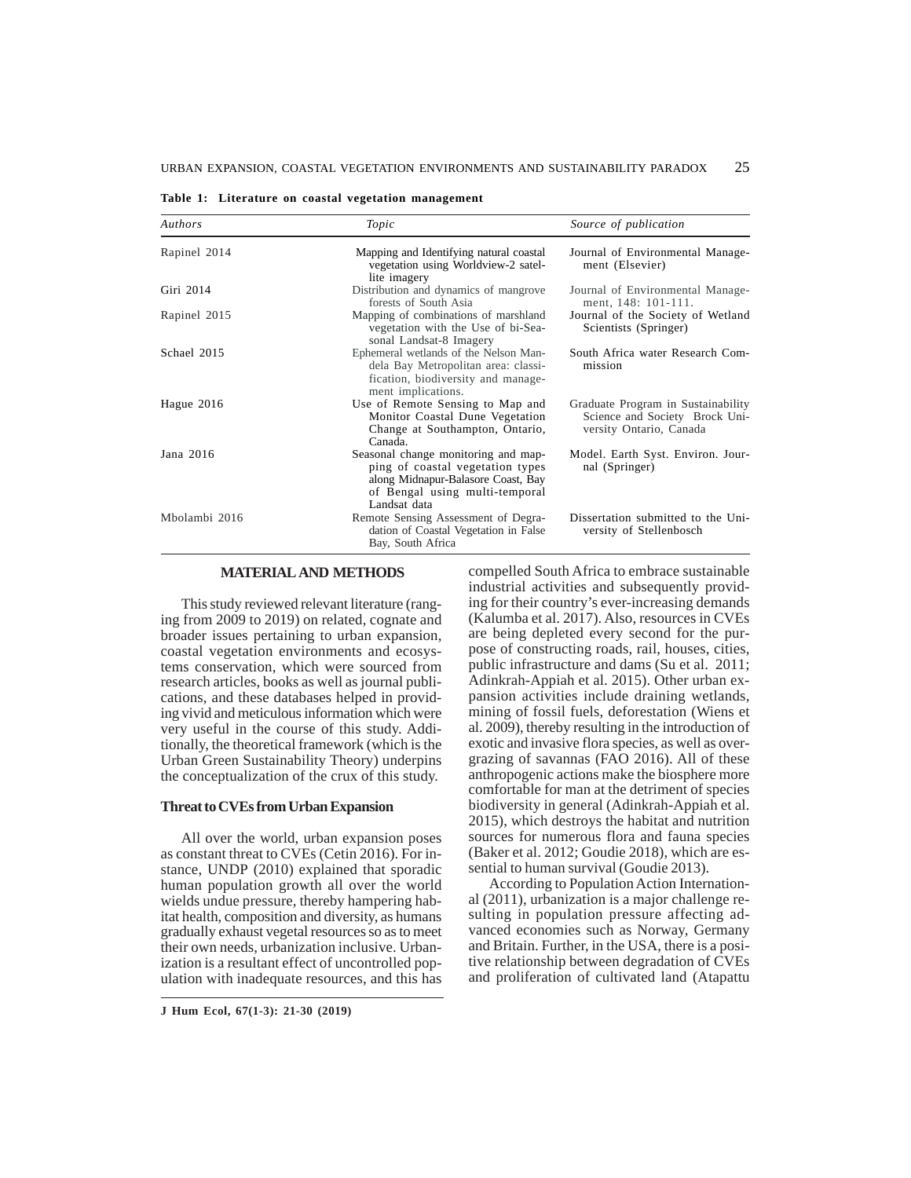**Table 1: Literature on coastal vegetation management**

| *Authors* | *Topic* | *Source of publication* |
|---|---|---|
| Rapinel 2014 | Mapping and Identifying natural coastal vegetation using Worldview-2 satellite imagery | Journal of Environmental Management (Elsevier) |
| Giri 2014 | Distribution and dynamics of mangrove forests of South Asia | Journal of Environmental Management, 148: 101-111. |
| Rapinel 2015 | Mapping of combinations of marshland vegetation with the Use of bi-Seasonal Landsat-8 Imagery | Journal of the Society of Wetland Scientists (Springer) |
| Schael 2015 | Ephemeral wetlands of the Nelson Mandela Bay Metropolitan area: classification, biodiversity and management implications. | South Africa water Research Commission |
| Hague 2016 | Use of Remote Sensing to Map and Monitor Coastal Dune Vegetation Change at Southampton, Ontario, Canada. | Graduate Program in Sustainability Science and Society Brock University Ontario, Canada |
| Jana 2016 | Seasonal change monitoring and mapping of coastal vegetation types along Midnapur-Balasore Coast, Bay of Bengal using multi-temporal Landsat data | Model. Earth Syst. Environ. Journal (Springer) |
| Mbolambi 2016 | Remote Sensing Assessment of Degradation of Coastal Vegetation in False Bay, South Africa | Dissertation submitted to the University of Stellenbosch |

## MATERIAL AND METHODS

This study reviewed relevant literature (ranging from 2009 to 2019) on related, cognate and broader issues pertaining to urban expansion, coastal vegetation environments and ecosystems conservation, which were sourced from research articles, books as well as journal publications, and these databases helped in providing vivid and meticulous information which were very useful in the course of this study. Additionally, the theoretical framework (which is the Urban Green Sustainability Theory) underpins the conceptualization of the crux of this study.

### Threat to CVEs from Urban Expansion

All over the world, urban expansion poses as constant threat to CVEs (Cetin 2016). For instance, UNDP (2010) explained that sporadic human population growth all over the world wields undue pressure, thereby hampering habitat health, composition and diversity, as humans gradually exhaust vegetal resources so as to meet their own needs, urbanization inclusive. Urbanization is a resultant effect of uncontrolled population with inadequate resources, and this has compelled South Africa to embrace sustainable industrial activities and subsequently providing for their country's ever-increasing demands (Kalumba et al. 2017). Also, resources in CVEs are being depleted every second for the purpose of constructing roads, rail, houses, cities, public infrastructure and dams (Su et al. 2011; Adinkrah-Appiah et al. 2015). Other urban expansion activities include draining wetlands, mining of fossil fuels, deforestation (Wiens et al. 2009), thereby resulting in the introduction of exotic and invasive flora species, as well as overgrazing of savannas (FAO 2016). All of these anthropogenic actions make the biosphere more comfortable for man at the detriment of species biodiversity in general (Adinkrah-Appiah et al. 2015), which destroys the habitat and nutrition sources for numerous flora and fauna species (Baker et al. 2012; Goudie 2018), which are essential to human survival (Goudie 2013).

According to Population Action International (2011), urbanization is a major challenge resulting in population pressure affecting advanced economies such as Norway, Germany and Britain. Further, in the USA, there is a positive relationship between degradation of CVEs and proliferation of cultivated land (Atapattu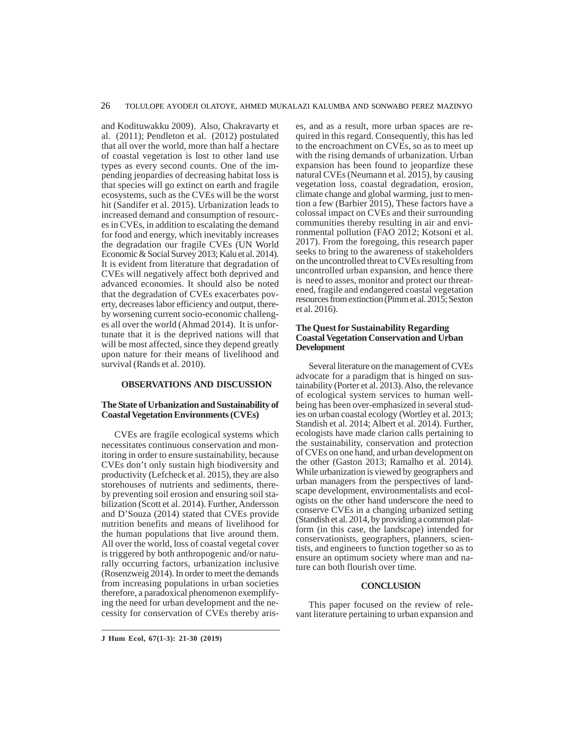and Kodituwakku 2009). Also, Chakravarty et al. (2011); Pendleton et al. (2012) postulated that all over the world, more than half a hectare of coastal vegetation is lost to other land use types as every second counts. One of the impending jeopardies of decreasing habitat loss is that species will go extinct on earth and fragile ecosystems, such as the CVEs will be the worst hit (Sandifer et al. 2015). Urbanization leads to increased demand and consumption of resources in CVEs, in addition to escalating the demand for food and energy, which inevitably increases the degradation our fragile CVEs (UN World Economic & Social Survey 2013; Kalu et al. 2014). It is evident from literature that degradation of CVEs will negatively affect both deprived and advanced economies. It should also be noted that the degradation of CVEs exacerbates poverty, decreases labor efficiency and output, thereby worsening current socio-economic challenges all over the world (Ahmad 2014). It is unfortunate that it is the deprived nations will that will be most affected, since they depend greatly upon nature for their means of livelihood and survival (Rands et al. 2010).

## OBSERVATIONS AND DISCUSSION

### The State of Urbanization and Sustainability of Coastal Vegetation Environments (CVEs)

CVEs are fragile ecological systems which necessitates continuous conservation and monitoring in order to ensure sustainability, because CVEs don't only sustain high biodiversity and productivity (Lefcheck et al. 2015), they are also storehouses of nutrients and sediments, thereby preventing soil erosion and ensuring soil stabilization (Scott et al. 2014). Further, Andersson and D'Souza (2014) stated that CVEs provide nutrition benefits and means of livelihood for the human populations that live around them. All over the world, loss of coastal vegetal cover is triggered by both anthropogenic and/or naturally occurring factors, urbanization inclusive (Rosenzweig 2014). In order to meet the demands from increasing populations in urban societies therefore, a paradoxical phenomenon exemplifying the need for urban development and the necessity for conservation of CVEs thereby arises, and as a result, more urban spaces are required in this regard. Consequently, this has led to the encroachment on CVEs, so as to meet up with the rising demands of urbanization. Urban expansion has been found to jeopardize these natural CVEs (Neumann et al. 2015), by causing vegetation loss, coastal degradation, erosion, climate change and global warming, just to mention a few (Barbier 2015), These factors have a colossal impact on CVEs and their surrounding communities thereby resulting in air and environmental pollution (FAO 2012; Kotsoni et al. 2017). From the foregoing, this research paper seeks to bring to the awareness of stakeholders on the uncontrolled threat to CVEs resulting from uncontrolled urban expansion, and hence there is need to asses, monitor and protect our threatened, fragile and endangered coastal vegetation resources from extinction (Pimm et al. 2015; Sexton et al. 2016).

### The Quest for Sustainability Regarding Coastal Vegetation Conservation and Urban Development

Several literature on the management of CVEs advocate for a paradigm that is hinged on sustainability (Porter et al. 2013). Also, the relevance of ecological system services to human well-being has been over-emphasized in several studies on urban coastal ecology (Wortley et al. 2013; Standish et al. 2014; Albert et al. 2014). Further, ecologists have made clarion calls pertaining to the sustainability, conservation and protection of CVEs on one hand, and urban development on the other (Gaston 2013; Ramalho et al. 2014). While urbanization is viewed by geographers and urban managers from the perspectives of landscape development, environmentalists and ecologists on the other hand underscore the need to conserve CVEs in a changing urbanized setting (Standish et al. 2014, by providing a common platform (in this case, the landscape) intended for conservationists, geographers, planners, scientists, and engineers to function together so as to ensure an optimum society where man and nature can both flourish over time.

## CONCLUSION

This paper focused on the review of relevant literature pertaining to urban expansion and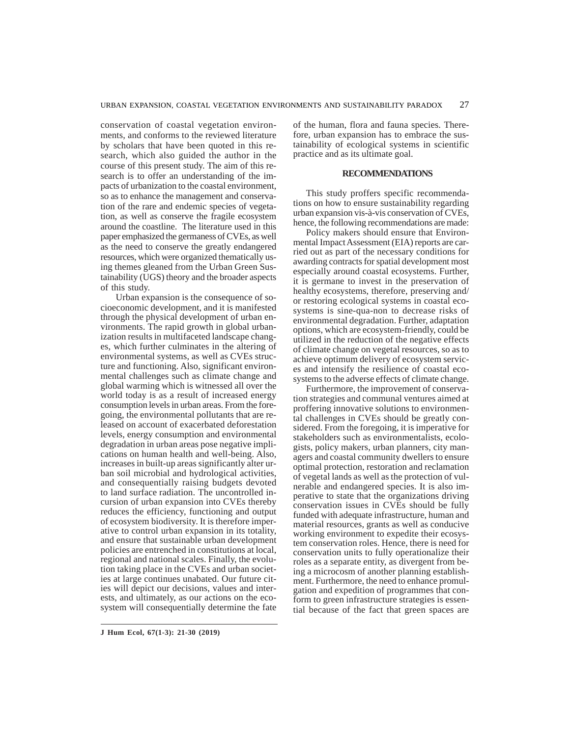conservation of coastal vegetation environments, and conforms to the reviewed literature by scholars that have been quoted in this research, which also guided the author in the course of this present study. The aim of this research is to offer an understanding of the impacts of urbanization to the coastal environment, so as to enhance the management and conservation of the rare and endemic species of vegetation, as well as conserve the fragile ecosystem around the coastline. The literature used in this paper emphasized the germaness of CVEs, as well as the need to conserve the greatly endangered resources, which were organized thematically using themes gleaned from the Urban Green Sustainability (UGS) theory and the broader aspects of this study.

Urban expansion is the consequence of socioeconomic development, and it is manifested through the physical development of urban environments. The rapid growth in global urbanization results in multifaceted landscape changes, which further culminates in the altering of environmental systems, as well as CVEs structure and functioning. Also, significant environmental challenges such as climate change and global warming which is witnessed all over the world today is as a result of increased energy consumption levels in urban areas. From the foregoing, the environmental pollutants that are released on account of exacerbated deforestation levels, energy consumption and environmental degradation in urban areas pose negative implications on human health and well-being. Also, increases in built-up areas significantly alter urban soil microbial and hydrological activities, and consequentially raising budgets devoted to land surface radiation. The uncontrolled incursion of urban expansion into CVEs thereby reduces the efficiency, functioning and output of ecosystem biodiversity. It is therefore imperative to control urban expansion in its totality, and ensure that sustainable urban development policies are entrenched in constitutions at local, regional and national scales. Finally, the evolution taking place in the CVEs and urban societies at large continues unabated. Our future cities will depict our decisions, values and interests, and ultimately, as our actions on the ecosystem will consequentially determine the fate of the human, flora and fauna species. Therefore, urban expansion has to embrace the sustainability of ecological systems in scientific practice and as its ultimate goal.

## RECOMMENDATIONS

This study proffers specific recommendations on how to ensure sustainability regarding urban expansion vis-à-vis conservation of CVEs, hence, the following recommendations are made:

Policy makers should ensure that Environmental Impact Assessment (EIA) reports are carried out as part of the necessary conditions for awarding contracts for spatial development most especially around coastal ecosystems. Further, it is germane to invest in the preservation of healthy ecosystems, therefore, preserving and/or restoring ecological systems in coastal ecosystems is sine-qua-non to decrease risks of environmental degradation. Further, adaptation options, which are ecosystem-friendly, could be utilized in the reduction of the negative effects of climate change on vegetal resources, so as to achieve optimum delivery of ecosystem services and intensify the resilience of coastal ecosystems to the adverse effects of climate change.

Furthermore, the improvement of conservation strategies and communal ventures aimed at proffering innovative solutions to environmental challenges in CVEs should be greatly considered. From the foregoing, it is imperative for stakeholders such as environmentalists, ecologists, policy makers, urban planners, city managers and coastal community dwellers to ensure optimal protection, restoration and reclamation of vegetal lands as well as the protection of vulnerable and endangered species. It is also imperative to state that the organizations driving conservation issues in CVEs should be fully funded with adequate infrastructure, human and material resources, grants as well as conducive working environment to expedite their ecosystem conservation roles. Hence, there is need for conservation units to fully operationalize their roles as a separate entity, as divergent from being a microcosm of another planning establishment. Furthermore, the need to enhance promulgation and expedition of programmes that conform to green infrastructure strategies is essential because of the fact that green spaces are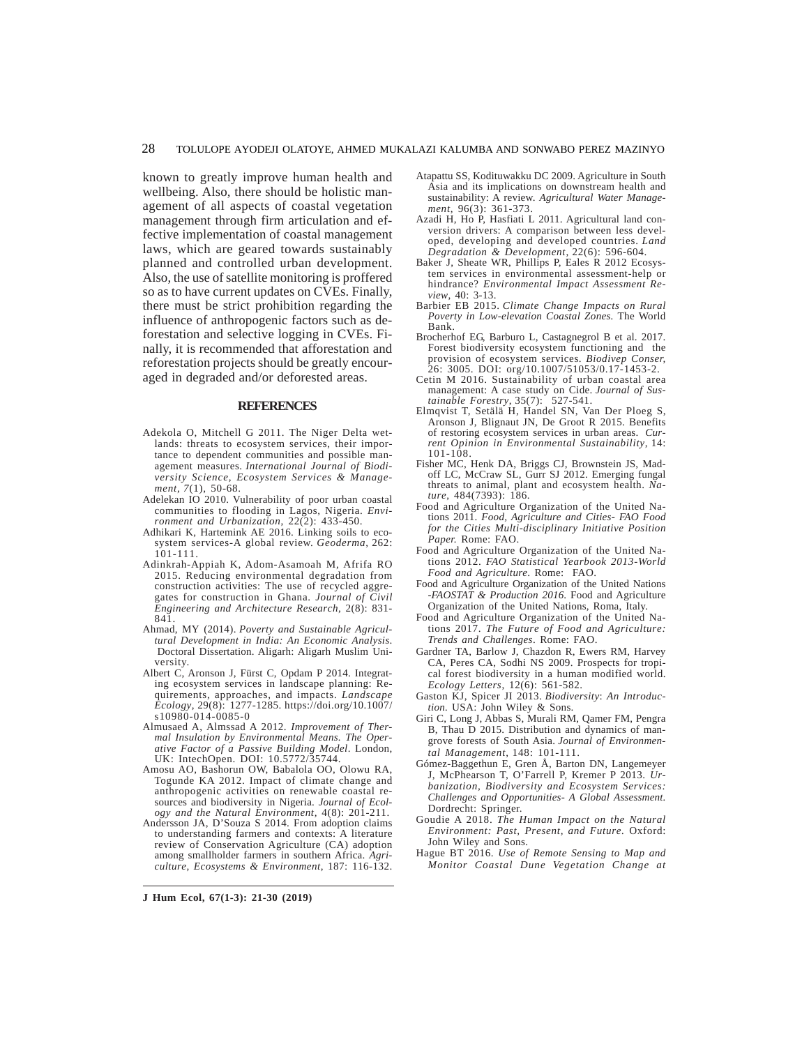known to greatly improve human health and wellbeing. Also, there should be holistic management of all aspects of coastal vegetation management through firm articulation and effective implementation of coastal management laws, which are geared towards sustainably planned and controlled urban development. Also, the use of satellite monitoring is proffered so as to have current updates on CVEs. Finally, there must be strict prohibition regarding the influence of anthropogenic factors such as deforestation and selective logging in CVEs. Finally, it is recommended that afforestation and reforestation projects should be greatly encouraged in degraded and/or deforested areas.

## REFERENCES

Adekola O, Mitchell G 2011. The Niger Delta wetlands: threats to ecosystem services, their importance to dependent communities and possible management measures. *International Journal of Biodiversity Science, Ecosystem Services & Management*, *7*(1), 50-68.

Adelekan IO 2010. Vulnerability of poor urban coastal communities to flooding in Lagos, Nigeria. *Environment and Urbanization*, 22(2): 433-450.

Adhikari K, Hartemink AE 2016. Linking soils to ecosystem services-A global review. *Geoderma*, 262: 101-111.

Adinkrah-Appiah K, Adom-Asamoah M, Afrifa RO 2015. Reducing environmental degradation from construction activities: The use of recycled aggregates for construction in Ghana. *Journal of Civil Engineering and Architecture Research*, 2(8): 831-841.

Ahmad, MY (2014). *Poverty and Sustainable Agricultural Development in India: An Economic Analysis*. Doctoral Dissertation. Aligarh: Aligarh Muslim University.

Albert C, Aronson J, Fürst C, Opdam P 2014. Integrating ecosystem services in landscape planning: Requirements, approaches, and impacts. *Landscape Ecology*, 29(8): 1277-1285. https://doi.org/10.1007/s10980-014-0085-0

Almusaed A, Almssad A 2012. *Improvement of Thermal Insulation by Environmental Means. The Operative Factor of a Passive Building Model*. London, UK: IntechOpen. DOI: 10.5772/35744.

Amosu AO, Bashorun OW, Babalola OO, Olowu RA, Togunde KA 2012. Impact of climate change and anthropogenic activities on renewable coastal resources and biodiversity in Nigeria. *Journal of Ecology and the Natural Environment*, 4(8): 201-211.

Andersson JA, D'Souza S 2014. From adoption claims to understanding farmers and contexts: A literature review of Conservation Agriculture (CA) adoption among smallholder farmers in southern Africa. *Agriculture, Ecosystems & Environment*, 187: 116-132.

Atapattu SS, Kodituwakku DC 2009. Agriculture in South Asia and its implications on downstream health and sustainability: A review. *Agricultural Water Management*, 96(3): 361-373.

Azadi H, Ho P, Hasfiati L 2011. Agricultural land conversion drivers: A comparison between less developed, developing and developed countries. *Land Degradation & Development*, 22(6): 596-604.

Baker J, Sheate WR, Phillips P, Eales R 2012 Ecosystem services in environmental assessment-help or hindrance? *Environmental Impact Assessment Review*, 40: 3-13.

Barbier EB 2015. *Climate Change Impacts on Rural Poverty in Low-elevation Coastal Zones*. The World Bank.

Brocherhof EG, Barburo L, Castagnegrol B et al. 2017. Forest biodiversity ecosystem functioning and the provision of ecosystem services. *Biodivep Conser*, 26: 3005. DOI: org/10.1007/51053/0.17-1453-2.

Cetin M 2016. Sustainability of urban coastal area management: A case study on Cide. *Journal of Sustainable Forestry*, 35(7): 527-541.

Elmqvist T, Setälä H, Handel SN, Van Der Ploeg S, Aronson J, Blignaut JN, De Groot R 2015. Benefits of restoring ecosystem services in urban areas. *Current Opinion in Environmental Sustainability*, 14: 101-108.

Fisher MC, Henk DA, Briggs CJ, Brownstein JS, Madoff LC, McCraw SL, Gurr SJ 2012. Emerging fungal threats to animal, plant and ecosystem health. *Nature*, 484(7393): 186.

Food and Agriculture Organization of the United Nations 2011. *Food, Agriculture and Cities- FAO Food for the Cities Multi-disciplinary Initiative Position Paper.* Rome: FAO.

Food and Agriculture Organization of the United Nations 2012. *FAO Statistical Yearbook 2013-World Food and Agriculture.* Rome: FAO.

Food and Agriculture Organization of the United Nations *-FAOSTAT & Production 2016.* Food and Agriculture Organization of the United Nations, Roma, Italy.

Food and Agriculture Organization of the United Nations 2017. *The Future of Food and Agriculture: Trends and Challenges*. Rome: FAO.

Gardner TA, Barlow J, Chazdon R, Ewers RM, Harvey CA, Peres CA, Sodhi NS 2009. Prospects for tropical forest biodiversity in a human modified world. *Ecology Letters*, 12(6): 561-582.

Gaston KJ, Spicer JI 2013. *Biodiversity*: *An Introduction.* USA: John Wiley & Sons.

Giri C, Long J, Abbas S, Murali RM, Qamer FM, Pengra B, Thau D 2015. Distribution and dynamics of mangrove forests of South Asia. *Journal of Environmental Management*, 148: 101-111.

Gómez-Baggethun E, Gren Å, Barton DN, Langemeyer J, McPhearson T, O'Farrell P, Kremer P 2013. *Urbanization, Biodiversity and Ecosystem Services: Challenges and Opportunities- A Global Assessment.* Dordrecht: Springer.

Goudie A 2018. *The Human Impact on the Natural Environment: Past, Present, and Future*. Oxford: John Wiley and Sons.

Hague BT 2016. *Use of Remote Sensing to Map and Monitor Coastal Dune Vegetation Change at*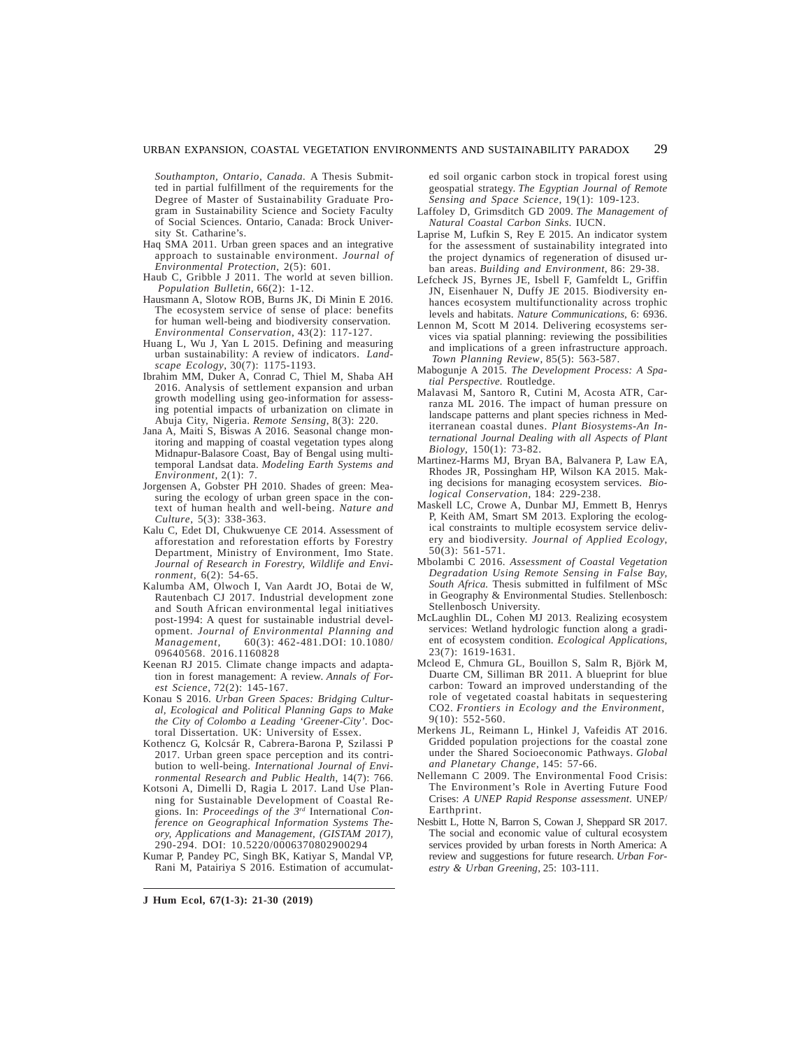*Southampton, Ontario, Canada.* A Thesis Submitted in partial fulfillment of the requirements for the Degree of Master of Sustainability Graduate Program in Sustainability Science and Society Faculty of Social Sciences. Ontario, Canada: Brock University St. Catharine's.

Haq SMA 2011. Urban green spaces and an integrative approach to sustainable environment. *Journal of Environmental Protection*, 2(5): 601.

Haub C, Gribble J 2011. The world at seven billion. *Population Bulletin*, 66(2): 1-12.

Hausmann A, Slotow ROB, Burns JK, Di Minin E 2016. The ecosystem service of sense of place: benefits for human well-being and biodiversity conservation. *Environmental Conservation*, 43(2): 117-127.

Huang L, Wu J, Yan L 2015. Defining and measuring urban sustainability: A review of indicators. *Landscape Ecology*, 30(7): 1175-1193.

Ibrahim MM, Duker A, Conrad C, Thiel M, Shaba AH 2016. Analysis of settlement expansion and urban growth modelling using geo-information for assessing potential impacts of urbanization on climate in Abuja City, Nigeria. *Remote Sensing*, 8(3): 220.

Jana A, Maiti S, Biswas A 2016. Seasonal change monitoring and mapping of coastal vegetation types along Midnapur-Balasore Coast, Bay of Bengal using multi-temporal Landsat data. *Modeling Earth Systems and Environment*, 2(1): 7.

Jorgensen A, Gobster PH 2010. Shades of green: Measuring the ecology of urban green space in the context of human health and well-being. *Nature and Culture*, 5(3): 338-363.

Kalu C, Edet DI, Chukwuenye CE 2014. Assessment of afforestation and reforestation efforts by Forestry Department, Ministry of Environment, Imo State. *Journal of Research in Forestry, Wildlife and Environment*, 6(2): 54-65.

Kalumba AM, Olwoch I, Van Aardt JO, Botai de W, Rautenbach CJ 2017. Industrial development zone and South African environmental legal initiatives post-1994: A quest for sustainable industrial development. *Journal of Environmental Planning and Management*, 60(3): 462-481.DOI: 10.1080/09640568. 2016.1160828

Keenan RJ 2015. Climate change impacts and adaptation in forest management: A review. *Annals of Forest Science*, 72(2): 145-167.

Konau S 2016. *Urban Green Spaces: Bridging Cultural, Ecological and Political Planning Gaps to Make the City of Colombo a Leading 'Greener-City'.* Doctoral Dissertation. UK: University of Essex.

Kothencz G, Kolcsár R, Cabrera-Barona P, Szilassi P 2017. Urban green space perception and its contribution to well-being. *International Journal of Environmental Research and Public Health*, 14(7): 766.

Kotsoni A, Dimelli D, Ragia L 2017. Land Use Planning for Sustainable Development of Coastal Regions. In: *Proceedings of the 3rd* International *Conference on Geographical Information Systems Theory, Applications and Management, (GISTAM 2017),* 290-294. DOI: 10.5220/0006370802900294

Kumar P, Pandey PC, Singh BK, Katiyar S, Mandal VP, Rani M, Patairiya S 2016. Estimation of accumulated soil organic carbon stock in tropical forest using geospatial strategy. *The Egyptian Journal of Remote Sensing and Space Science*, 19(1): 109-123.

Laffoley D, Grimsditch GD 2009. *The Management of Natural Coastal Carbon Sinks.* IUCN.

Laprise M, Lufkin S, Rey E 2015. An indicator system for the assessment of sustainability integrated into the project dynamics of regeneration of disused urban areas. *Building and Environment*, 86: 29-38.

Lefcheck JS, Byrnes JE, Isbell F, Gamfeldt L, Griffin JN, Eisenhauer N, Duffy JE 2015. Biodiversity enhances ecosystem multifunctionality across trophic levels and habitats. *Nature Communications*, 6: 6936.

Lennon M, Scott M 2014. Delivering ecosystems services via spatial planning: reviewing the possibilities and implications of a green infrastructure approach. *Town Planning Review*, 85(5): 563-587.

Mabogunje A 2015. *The Development Process: A Spatial Perspective.* Routledge.

Malavasi M, Santoro R, Cutini M, Acosta ATR, Carranza ML 2016. The impact of human pressure on landscape patterns and plant species richness in Mediterranean coastal dunes. *Plant Biosystems-An International Journal Dealing with all Aspects of Plant Biology*, 150(1): 73-82.

Martinez-Harms MJ, Bryan BA, Balvanera P, Law EA, Rhodes JR, Possingham HP, Wilson KA 2015. Making decisions for managing ecosystem services. *Biological Conservation*, 184: 229-238.

Maskell LC, Crowe A, Dunbar MJ, Emmett B, Henrys P, Keith AM, Smart SM 2013. Exploring the ecological constraints to multiple ecosystem service delivery and biodiversity. *Journal of Applied Ecology*, 50(3): 561-571.

Mbolambi C 2016. *Assessment of Coastal Vegetation Degradation Using Remote Sensing in False Bay, South Africa.* Thesis submitted in fulfilment of MSc in Geography & Environmental Studies. Stellenbosch: Stellenbosch University.

McLaughlin DL, Cohen MJ 2013. Realizing ecosystem services: Wetland hydrologic function along a gradient of ecosystem condition. *Ecological Applications*, 23(7): 1619-1631.

Mcleod E, Chmura GL, Bouillon S, Salm R, Björk M, Duarte CM, Silliman BR 2011. A blueprint for blue carbon: Toward an improved understanding of the role of vegetated coastal habitats in sequestering CO2. *Frontiers in Ecology and the Environment*, 9(10): 552-560.

Merkens JL, Reimann L, Hinkel J, Vafeidis AT 2016. Gridded population projections for the coastal zone under the Shared Socioeconomic Pathways. *Global and Planetary Change*, 145: 57-66.

Nellemann C 2009. The Environmental Food Crisis: The Environment's Role in Averting Future Food Crises: *A UNEP Rapid Response assessment.* UNEP/Earthprint.

Nesbitt L, Hotte N, Barron S, Cowan J, Sheppard SR 2017. The social and economic value of cultural ecosystem services provided by urban forests in North America: A review and suggestions for future research. *Urban Forestry & Urban Greening*, 25: 103-111.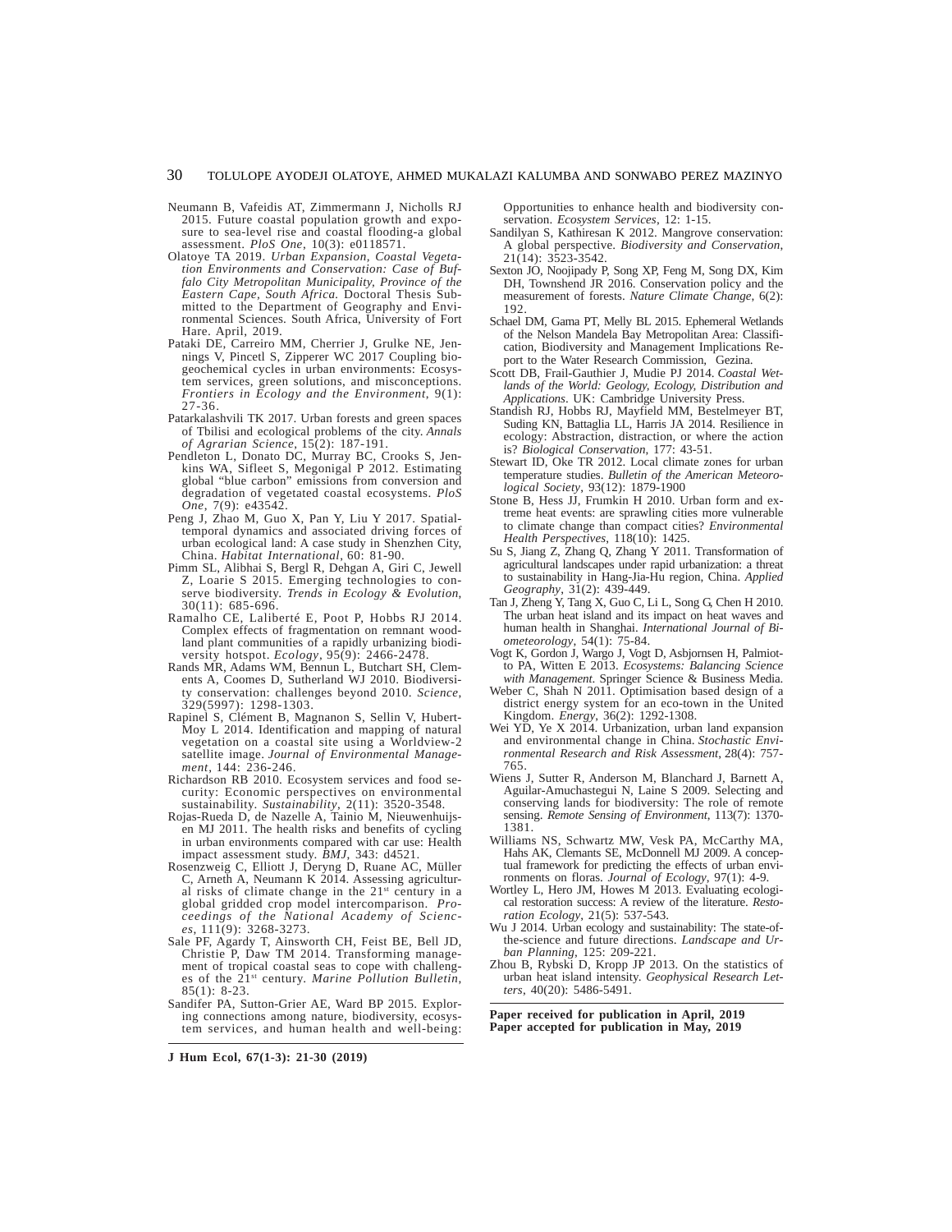Neumann B, Vafeidis AT, Zimmermann J, Nicholls RJ 2015. Future coastal population growth and exposure to sea-level rise and coastal flooding-a global assessment. *PloS One*, 10(3): e0118571.

Olatoye TA 2019. *Urban Expansion, Coastal Vegetation Environments and Conservation: Case of Buffalo City Metropolitan Municipality, Province of the Eastern Cape, South Africa.* Doctoral Thesis Submitted to the Department of Geography and Environmental Sciences. South Africa, University of Fort Hare. April, 2019.

Pataki DE, Carreiro MM, Cherrier J, Grulke NE, Jennings V, Pincetl S, Zipperer WC 2017 Coupling biogeochemical cycles in urban environments: Ecosystem services, green solutions, and misconceptions. *Frontiers in Ecology and the Environment*, 9(1): 27-36.

Patarkalashvili TK 2017. Urban forests and green spaces of Tbilisi and ecological problems of the city. *Annals of Agrarian Science*, 15(2): 187-191.

Pendleton L, Donato DC, Murray BC, Crooks S, Jenkins WA, Sifleet S, Megonigal P 2012. Estimating global "blue carbon" emissions from conversion and degradation of vegetated coastal ecosystems. *PloS One*, 7(9): e43542.

Peng J, Zhao M, Guo X, Pan Y, Liu Y 2017. Spatial-temporal dynamics and associated driving forces of urban ecological land: A case study in Shenzhen City, China. *Habitat International*, 60: 81-90.

Pimm SL, Alibhai S, Bergl R, Dehgan A, Giri C, Jewell Z, Loarie S 2015. Emerging technologies to conserve biodiversity. *Trends in Ecology & Evolution*, 30(11): 685-696.

Ramalho CE, Laliberté E, Poot P, Hobbs RJ 2014. Complex effects of fragmentation on remnant woodland plant communities of a rapidly urbanizing biodiversity hotspot. *Ecology*, 95(9): 2466-2478.

Rands MR, Adams WM, Bennun L, Butchart SH, Clements A, Coomes D, Sutherland WJ 2010. Biodiversity conservation: challenges beyond 2010. *Science*, 329(5997): 1298-1303.

Rapinel S, Clément B, Magnanon S, Sellin V, Hubert-Moy L 2014. Identification and mapping of natural vegetation on a coastal site using a Worldview-2 satellite image. *Journal of Environmental Management*, 144: 236-246.

Richardson RB 2010. Ecosystem services and food security: Economic perspectives on environmental sustainability. *Sustainability*, 2(11): 3520-3548.

Rojas-Rueda D, de Nazelle A, Tainio M, Nieuwenhuijsen MJ 2011. The health risks and benefits of cycling in urban environments compared with car use: Health impact assessment study. *BMJ*, 343: d4521.

Rosenzweig C, Elliott J, Deryng D, Ruane AC, Müller C, Arneth A, Neumann K 2014. Assessing agricultural risks of climate change in the 21st century in a global gridded crop model intercomparison. *Proceedings of the National Academy of Sciences*, 111(9): 3268-3273.

Sale PF, Agardy T, Ainsworth CH, Feist BE, Bell JD, Christie P, Daw TM 2014. Transforming management of tropical coastal seas to cope with challenges of the 21st century. *Marine Pollution Bulletin*, 85(1): 8-23.

Sandifer PA, Sutton-Grier AE, Ward BP 2015. Exploring connections among nature, biodiversity, ecosystem services, and human health and well-being: Opportunities to enhance health and biodiversity conservation. *Ecosystem Services*, 12: 1-15.

Sandilyan S, Kathiresan K 2012. Mangrove conservation: A global perspective. *Biodiversity and Conservation*, 21(14): 3523-3542.

Sexton JO, Noojipady P, Song XP, Feng M, Song DX, Kim DH, Townshend JR 2016. Conservation policy and the measurement of forests. *Nature Climate Change*, 6(2): 192.

Schael DM, Gama PT, Melly BL 2015. Ephemeral Wetlands of the Nelson Mandela Bay Metropolitan Area: Classification, Biodiversity and Management Implications Report to the Water Research Commission, Gezina.

Scott DB, Frail-Gauthier J, Mudie PJ 2014. *Coastal Wetlands of the World: Geology, Ecology, Distribution and Applications*. UK: Cambridge University Press.

Standish RJ, Hobbs RJ, Mayfield MM, Bestelmeyer BT, Suding KN, Battaglia LL, Harris JA 2014. Resilience in ecology: Abstraction, distraction, or where the action is? *Biological Conservation*, 177: 43-51.

Stewart ID, Oke TR 2012. Local climate zones for urban temperature studies. *Bulletin of the American Meteorological Society*, 93(12): 1879-1900

Stone B, Hess JJ, Frumkin H 2010. Urban form and extreme heat events: are sprawling cities more vulnerable to climate change than compact cities? *Environmental Health Perspectives*, 118(10): 1425.

Su S, Jiang Z, Zhang Q, Zhang Y 2011. Transformation of agricultural landscapes under rapid urbanization: a threat to sustainability in Hang-Jia-Hu region, China. *Applied Geography*, 31(2): 439-449.

Tan J, Zheng Y, Tang X, Guo C, Li L, Song G, Chen H 2010. The urban heat island and its impact on heat waves and human health in Shanghai. *International Journal of Biometeorology*, 54(1): 75-84.

Vogt K, Gordon J, Wargo J, Vogt D, Asbjornsen H, Palmiotto PA, Witten E 2013. *Ecosystems: Balancing Science with Management*. Springer Science & Business Media.

Weber C, Shah N 2011. Optimisation based design of a district energy system for an eco-town in the United Kingdom. *Energy*, 36(2): 1292-1308.

Wei YD, Ye X 2014. Urbanization, urban land expansion and environmental change in China. *Stochastic Environmental Research and Risk Assessment*, 28(4): 757-765.

Wiens J, Sutter R, Anderson M, Blanchard J, Barnett A, Aguilar-Amuchastegui N, Laine S 2009. Selecting and conserving lands for biodiversity: The role of remote sensing. *Remote Sensing of Environment*, 113(7): 1370-1381.

Williams NS, Schwartz MW, Vesk PA, McCarthy MA, Hahs AK, Clemants SE, McDonnell MJ 2009. A conceptual framework for predicting the effects of urban environments on floras. *Journal of Ecology*, 97(1): 4-9.

Wortley L, Hero JM, Howes M 2013. Evaluating ecological restoration success: A review of the literature. *Restoration Ecology*, 21(5): 537-543.

Wu J 2014. Urban ecology and sustainability: The state-of-the-science and future directions. *Landscape and Urban Planning*, 125: 209-221.

Zhou B, Rybski D, Kropp JP 2013. On the statistics of urban heat island intensity. *Geophysical Research Letters*, 40(20): 5486-5491.

**Paper received for publication in April, 2019**
**Paper accepted for publication in May, 2019**